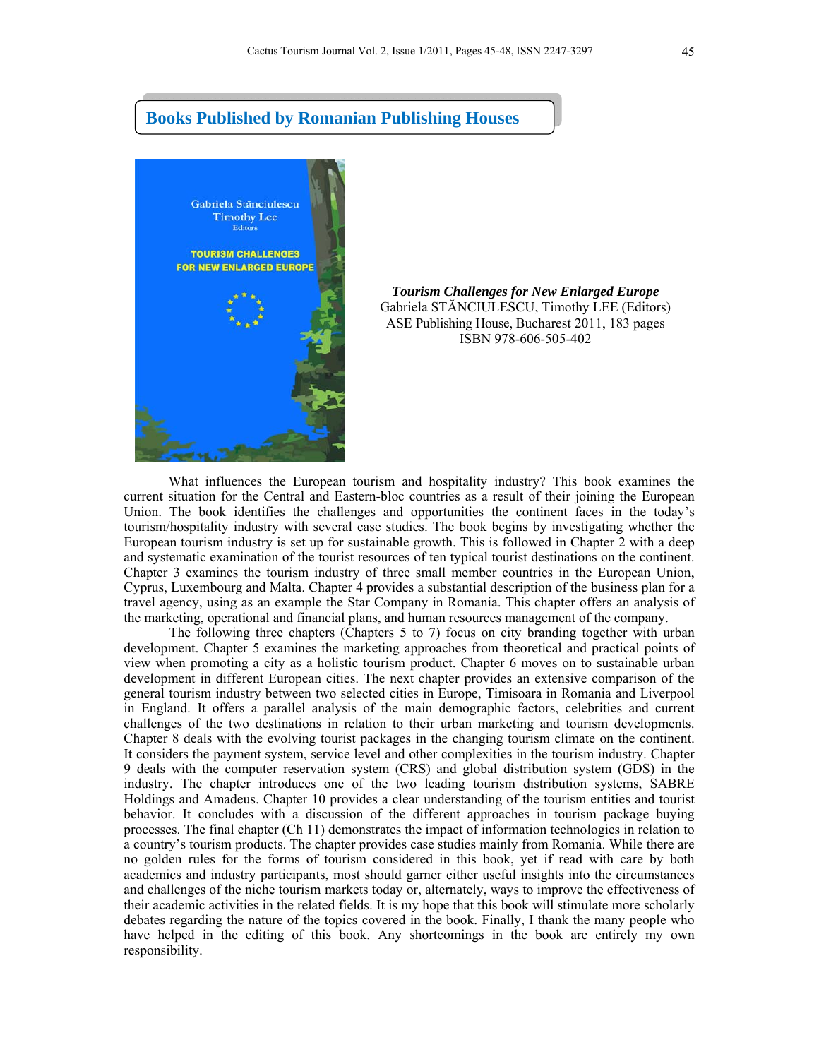## Books Published by Romanian Publishing Houses

***Tourism Challenges for New Enlarged Europe***
Gabriela STĂNCIULESCU, Timothy LEE (Editors)
ASE Publishing House, Bucharest 2011, 183 pages
ISBN 978-606-505-402

What influences the European tourism and hospitality industry? This book examines the current situation for the Central and Eastern-bloc countries as a result of their joining the European Union. The book identifies the challenges and opportunities the continent faces in the today's tourism/hospitality industry with several case studies. The book begins by investigating whether the European tourism industry is set up for sustainable growth. This is followed in Chapter 2 with a deep and systematic examination of the tourist resources of ten typical tourist destinations on the continent. Chapter 3 examines the tourism industry of three small member countries in the European Union, Cyprus, Luxembourg and Malta. Chapter 4 provides a substantial description of the business plan for a travel agency, using as an example the Star Company in Romania. This chapter offers an analysis of the marketing, operational and financial plans, and human resources management of the company.

The following three chapters (Chapters 5 to 7) focus on city branding together with urban development. Chapter 5 examines the marketing approaches from theoretical and practical points of view when promoting a city as a holistic tourism product. Chapter 6 moves on to sustainable urban development in different European cities. The next chapter provides an extensive comparison of the general tourism industry between two selected cities in Europe, Timisoara in Romania and Liverpool in England. It offers a parallel analysis of the main demographic factors, celebrities and current challenges of the two destinations in relation to their urban marketing and tourism developments. Chapter 8 deals with the evolving tourist packages in the changing tourist climate on the continent. It considers the payment system, service level and other complexities in the tourism industry. Chapter 9 deals with the computer reservation system (CRS) and global distribution system (GDS) in the industry. The chapter introduces one of the two leading tourism distribution systems, SABRE Holdings and Amadeus. Chapter 10 provides a clear understanding of the tourism entities and tourist behavior. It concludes with a discussion of the different approaches in tourism package buying processes. The final chapter (Ch 11) demonstrates the impact of information technologies in relation to a country's tourism products. The chapter provides case studies mainly from Romania. While there are no golden rules for the forms of tourism considered in this book, yet if read with care by both academics and industry participants, most should garner either useful insights into the circumstances and challenges of the niche tourism markets today or, alternately, ways to improve the effectiveness of their academic activities in the related fields. It is my hope that this book will stimulate more scholarly debates regarding the nature of the topics covered in the book. Finally, I thank the many people who have helped in the editing of this book. Any shortcomings in the book are entirely my own responsibility.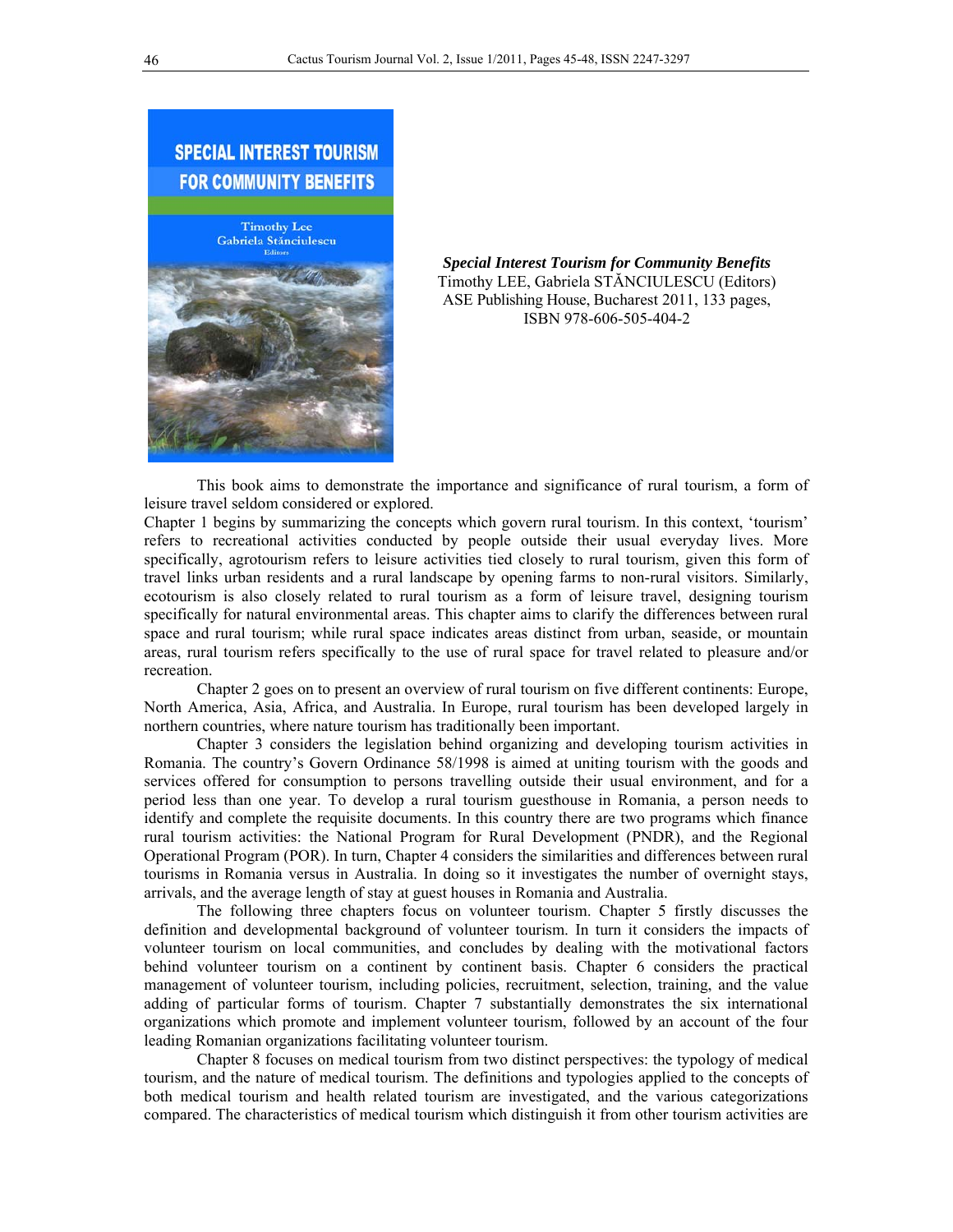***Special Interest Tourism for Community Benefits***
Timothy LEE, Gabriela STĂNCIULESCU (Editors)
ASE Publishing House, Bucharest 2011, 133 pages,
ISBN 978-606-505-404-2

This book aims to demonstrate the importance and significance of rural tourism, a form of leisure travel seldom considered or explored.

Chapter 1 begins by summarizing the concepts which govern rural tourism. In this context, 'tourism' refers to recreational activities conducted by people outside their usual everyday lives. More specifically, agrotourism refers to leisure activities tied closely to rural tourism, given this form of travel links urban residents and a rural landscape by opening farms to non-rural visitors. Similarly, ecotourism is also closely related to rural tourism as a form of leisure travel, designing tourism specifically for natural environmental areas. This chapter aims to clarify the differences between rural space and rural tourism; while rural space indicates areas distinct from urban, seaside, or mountain areas, rural tourism refers specifically to the use of rural space for travel related to pleasure and/or recreation.

Chapter 2 goes on to present an overview of rural tourism on five different continents: Europe, North America, Asia, Africa, and Australia. In Europe, rural tourism has been developed largely in northern countries, where nature tourism has traditionally been important.

Chapter 3 considers the legislation behind organizing and developing tourism activities in Romania. The country's Govern Ordinance 58/1998 is aimed at uniting tourism with the goods and services offered for consumption to persons travelling outside their usual environment, and for a period less than one year. To develop a rural tourism guesthouse in Romania, a person needs to identify and complete the requisite documents. In this country there are two programs which finance rural tourism activities: the National Program for Rural Development (PNDR), and the Regional Operational Program (POR). In turn, Chapter 4 considers the similarities and differences between rural tourisms in Romania versus in Australia. In doing so it investigates the number of overnight stays, arrivals, and the average length of stay at guest houses in Romania and Australia.

The following three chapters focus on volunteer tourism. Chapter 5 firstly discusses the definition and developmental background of volunteer tourism. In turn it considers the impacts of volunteer tourism on local communities, and concludes by dealing with the motivational factors behind volunteer tourism on a continent by continent basis. Chapter 6 considers the practical management of volunteer tourism, including policies, recruitment, selection, training, and the value adding of particular forms of tourism. Chapter 7 substantially demonstrates the six international organizations which promote and implement volunteer tourism, followed by an account of the four leading Romanian organizations facilitating volunteer tourism.

Chapter 8 focuses on medical tourism from two distinct perspectives: the typology of medical tourism, and the nature of medical tourism. The definitions and typologies applied to the concepts of both medical tourism and health related tourism are investigated, and the various categorizations compared. The characteristics of medical tourism which distinguish it from other tourism activities are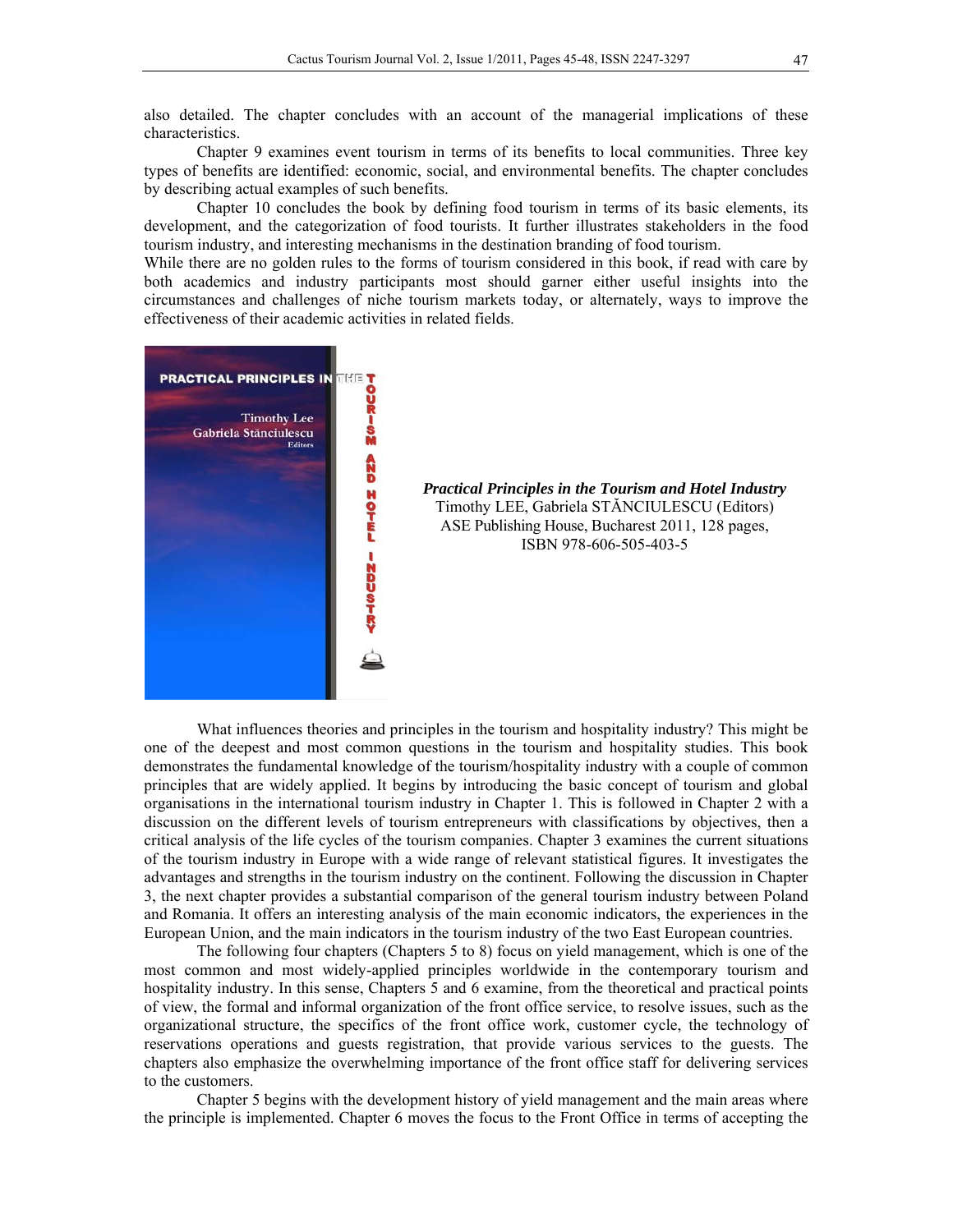also detailed. The chapter concludes with an account of the managerial implications of these characteristics.

Chapter 9 examines event tourism in terms of its benefits to local communities. Three key types of benefits are identified: economic, social, and environmental benefits. The chapter concludes by describing actual examples of such benefits.

Chapter 10 concludes the book by defining food tourism in terms of its basic elements, its development, and the categorization of food tourists. It further illustrates stakeholders in the food tourism industry, and interesting mechanisms in the destination branding of food tourism.

While there are no golden rules to the forms of tourism considered in this book, if read with care by both academics and industry participants most should garner either useful insights into the circumstances and challenges of niche tourism markets today, or alternately, ways to improve the effectiveness of their academic activities in related fields.

***Practical Principles in the Tourism and Hotel Industry***
Timothy LEE, Gabriela STĂNCIULESCU (Editors)
ASE Publishing House, Bucharest 2011, 128 pages,
ISBN 978-606-505-403-5

What influences theories and principles in the tourism and hospitality industry? This might be one of the deepest and most common questions in the tourism and hospitality studies. This book demonstrates the fundamental knowledge of the tourism/hospitality industry with a couple of common principles that are widely applied. It begins by introducing the basic concept of tourism and global organisations in the international tourism industry in Chapter 1. This is followed in Chapter 2 with a discussion on the different levels of tourism entrepreneurs with classifications by objectives, then a critical analysis of the life cycles of the tourism companies. Chapter 3 examines the current situations of the tourism industry in Europe with a wide range of relevant statistical figures. It investigates the advantages and strengths in the tourism industry on the continent. Following the discussion in Chapter 3, the next chapter provides a substantial comparison of the general tourism industry between Poland and Romania. It offers an interesting analysis of the main economic indicators, the experiences in the European Union, and the main indicators in the tourism industry of the two East European countries.

The following four chapters (Chapters 5 to 8) focus on yield management, which is one of the most common and most widely-applied principles worldwide in the contemporary tourism and hospitality industry. In this sense, Chapters 5 and 6 examine, from the theoretical and practical points of the view, the formal and informal organization of the front office service, to resolve issues, such as the organizational structure, the specifics of the front office work, customer cycle, the technology of reservations operations and guests registration, that provide various services to the guests. The chapters also emphasize the overwhelming importance of the front office staff for delivering services to the customers.

Chapter 5 begins with the development history of yield management and the main areas where the principle is implemented. Chapter 6 moves the focus to the Front Office in terms of accepting the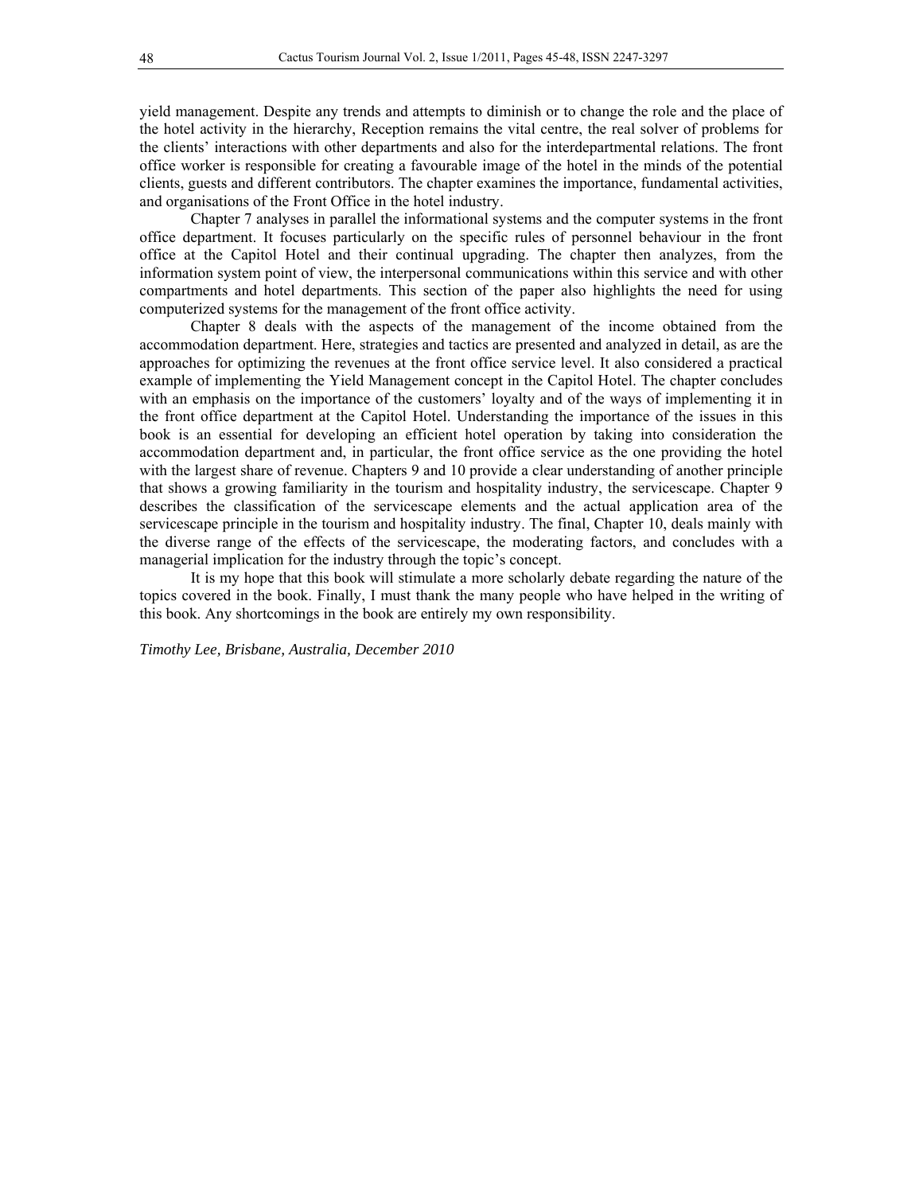yield management. Despite any trends and attempts to diminish or to change the role and the place of the hotel activity in the hierarchy, Reception remains the vital centre, the real solver of problems for the clients' interactions with other departments and also for the interdepartmental relations. The front office worker is responsible for creating a favourable image of the hotel in the minds of the potential clients, guests and different contributors. The chapter examines the importance, fundamental activities, and organisations of the Front Office in the hotel industry.

Chapter 7 analyses in parallel the informational systems and the computer systems in the front office department. It focuses particularly on the specific rules of personnel behaviour in the front office at the Capitol Hotel and their continual upgrading. The chapter then analyzes, from the information system point of view, the interpersonal communications within this service and with other compartments and hotel departments. This section of the paper also highlights the need for using computerized systems for the management of the front office activity.

Chapter 8 deals with the aspects of the management of the income obtained from the accommodation department. Here, strategies and tactics are presented and analyzed in detail, as are the approaches for optimizing the revenues at the front office service level. It also considered a practical example of implementing the Yield Management concept in the Capitol Hotel. The chapter concludes with an emphasis on the importance of the customers' loyalty and of the ways of implementing it in the front office department at the Capitol Hotel. Understanding the importance of the issues in this book is an essential for developing an efficient hotel operation by taking into consideration the accommodation department and, in particular, the front office service as the one providing the hotel with the largest share of revenue. Chapters 9 and 10 provide a clear understanding of another principle that shows a growing familiarity in the tourism and hospitality industry, the servicescape. Chapter 9 describes the classification of the servicescape elements and the actual application area of the servicescape principle in the tourism and hospitality industry. The final, Chapter 10, deals mainly with the diverse range of the effects of the servicescape, the moderating factors, and concludes with a managerial implication for the industry through the topic's concept.

It is my hope that this book will stimulate a more scholarly debate regarding the nature of the topics covered in the book. Finally, I must thank the many people who have helped in the writing of this book. Any shortcomings in the book are entirely my own responsibility.

*Timothy Lee, Brisbane, Australia, December 2010*